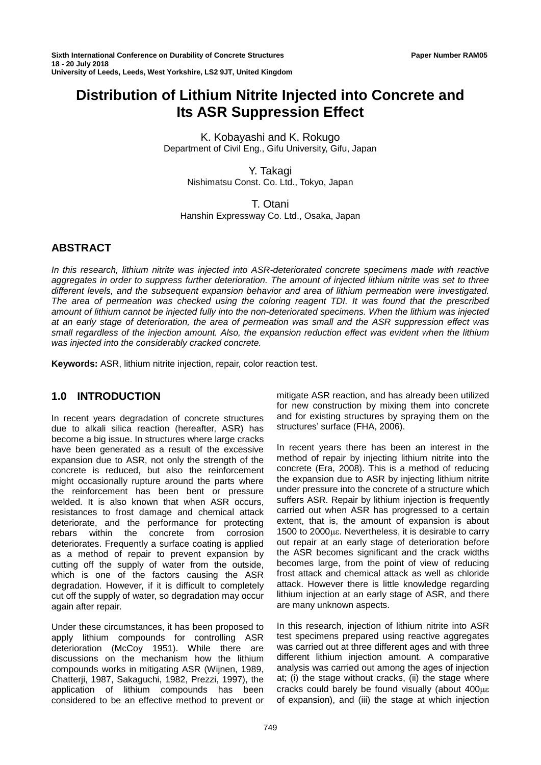Sixth International Conference on Durability of Concrete Structures
18 - 20 July 2018
University of Leeds, Leeds, West Yorkshire, LS2 9JT, United Kingdom

Paper Number RAM05

# Distribution of Lithium Nitrite Injected into Concrete and Its ASR Suppression Effect

K. Kobayashi and K. Rokugo
Department of Civil Eng., Gifu University, Gifu, Japan

Y. Takagi
Nishimatsu Const. Co. Ltd., Tokyo, Japan

T. Otani
Hanshin Expressway Co. Ltd., Osaka, Japan

## ABSTRACT

*In this research, lithium nitrite was injected into ASR-deteriorated concrete specimens made with reactive aggregates in order to suppress further deterioration. The amount of injected lithium nitrite was set to three different levels, and the subsequent expansion behavior and area of lithium permeation were investigated. The area of permeation was checked using the coloring reagent TDI. It was found that the prescribed amount of lithium cannot be injected fully into the non-deteriorated specimens. When the lithium was injected at an early stage of deterioration, the area of permeation was small and the ASR suppression effect was small regardless of the injection amount. Also, the expansion reduction effect was evident when the lithium was injected into the considerably cracked concrete.*

**Keywords:** ASR, lithium nitrite injection, repair, color reaction test.

## 1.0 INTRODUCTION

In recent years degradation of concrete structures due to alkali silica reaction (hereafter, ASR) has become a big issue. In structures where large cracks have been generated as a result of the excessive expansion due to ASR, not only the strength of the concrete is reduced, but also the reinforcement might occasionally rupture around the parts where the reinforcement has been bent or pressure welded. It is also known that when ASR occurs, resistances to frost damage and chemical attack deteriorate, and the performance for protecting rebars within the concrete from corrosion deteriorates. Frequently a surface coating is applied as a method of repair to prevent expansion by cutting off the supply of water from the outside, which is one of the factors causing the ASR degradation. However, if it is difficult to completely cut off the supply of water, so degradation may occur again after repair.

Under these circumstances, it has been proposed to apply lithium compounds for controlling ASR deterioration (McCoy 1951). While there are discussions on the mechanism how the lithium compounds works in mitigating ASR (Wijnen, 1989, Chatterji, 1987, Sakaguchi, 1982, Prezzi, 1997), the application of lithium compounds has been considered to be an effective method to prevent or mitigate ASR reaction, and has already been utilized for new construction by mixing them into concrete and for existing structures by spraying them on the structures' surface (FHA, 2006).

In recent years there has been an interest in the method of repair by injecting lithium nitrite into the concrete (Era, 2008). This is a method of reducing the expansion due to ASR by injecting lithium nitrite under pressure into the concrete of a structure which suffers ASR. Repair by lithium injection is frequently carried out when ASR has progressed to a certain extent, that is, the amount of expansion is about 1500 to 2000$\mu\varepsilon$. Nevertheless, it is desirable to carry out repair at an early stage of deterioration before the ASR becomes significant and the crack widths becomes large, from the point of view of reducing frost attack and chemical attack as well as chloride attack. However there is little knowledge regarding lithium injection at an early stage of ASR, and there are many unknown aspects.

In this research, injection of lithium nitrite into ASR test specimens prepared using reactive aggregates was carried out at three different ages and with three different lithium injection amount. A comparative analysis was carried out among the ages of injection at; (i) the stage without cracks, (ii) the stage where cracks could barely be found visually (about 400$\mu\varepsilon$ of expansion), and (iii) the stage at which injection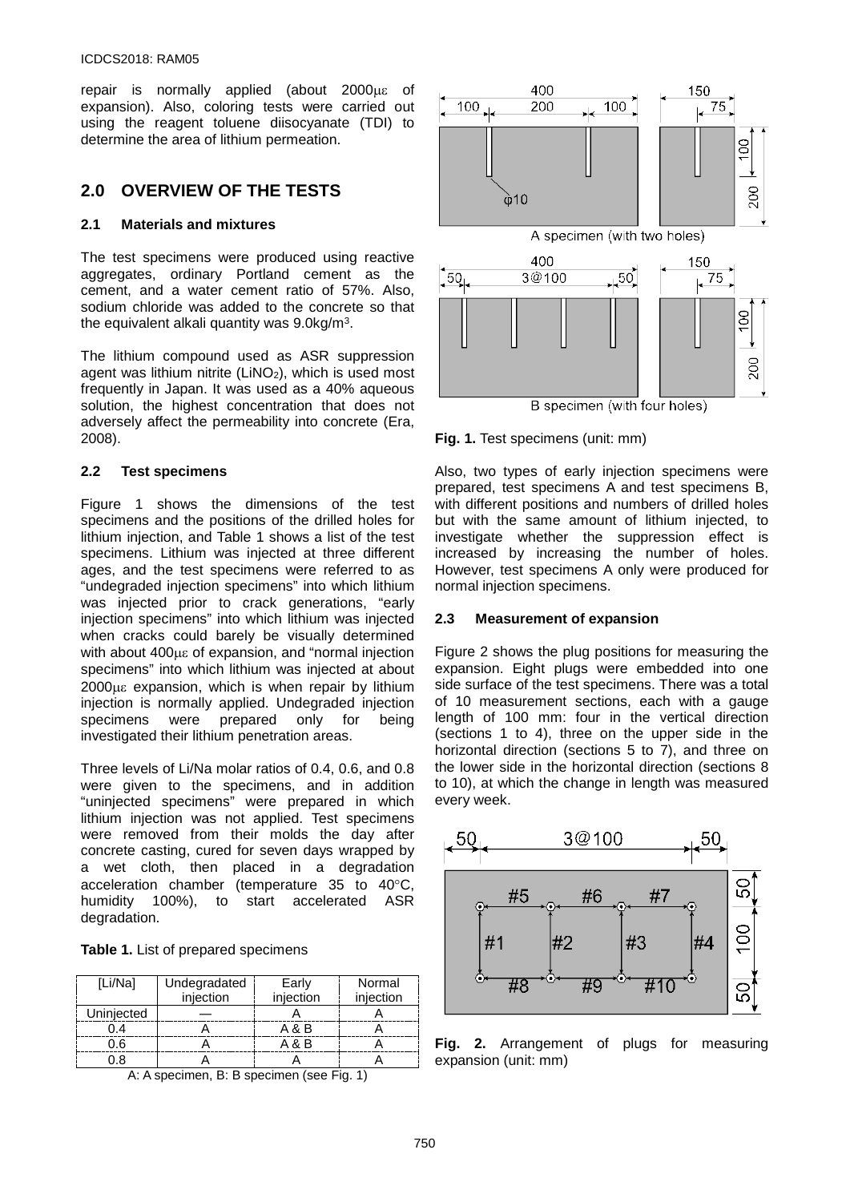repair is normally applied (about 2000$\mu\varepsilon$ of expansion). Also, coloring tests were carried out using the reagent toluene diisocyanate (TDI) to determine the area of lithium permeation.

## 2.0 OVERVIEW OF THE TESTS

### 2.1 Materials and mixtures

The test specimens were produced using reactive aggregates, ordinary Portland cement as the cement, and a water cement ratio of 57%. Also, sodium chloride was added to the concrete so that the equivalent alkali quantity was 9.0kg/m$^3$.

The lithium compound used as ASR suppression agent was lithium nitrite ($LiNO_2$), which is used most frequently in Japan. It was used as a 40% aqueous solution, the highest concentration that does not adversely affect the permeability into concrete (Era, 2008).

### 2.2 Test specimens

Figure 1 shows the dimensions of the test specimens and the positions of the drilled holes for lithium injection, and Table 1 shows a list of the test specimens. Lithium was injected at three different ages, and the test specimens were referred to as "undegraded injection specimens" into which lithium was injected prior to crack generations, "early injection specimens" into which lithium was injected when cracks could barely be visually determined with about 400$\mu\varepsilon$ of expansion, and "normal injection specimens" into which lithium was injected at about 2000$\mu\varepsilon$ expansion, which is when repair by lithium injection is normally applied. Undegraded injection specimens were prepared only for being investigated their lithium penetration areas.

Three levels of Li/Na molar ratios of 0.4, 0.6, and 0.8 were given to the specimens, and in addition "uninjected specimens" were prepared in which lithium injection was not applied. Test specimens were removed from their molds the day after concrete casting, cured for seven days wrapped by a wet cloth, then placed in a degradation acceleration chamber (temperature 35 to 40°C, humidity 100%), to start accelerated ASR degradation.

**Table 1.** List of prepared specimens

| [Li/Na] | Undegradated injection | Early injection | Normal injection |
|---|---|---|---|
| Uninjected | — | A | A |
| 0.4 | A | A & B | A |
| 0.6 | A | A & B | A |
| 0.8 | A | A | A |

A: A specimen, B: B specimen (see Fig. 1)

**Fig. 1.** Test specimens (unit: mm)

Also, two types of early injection specimens were prepared, test specimens A and test specimens B, with different positions and numbers of drilled holes but with the same amount of lithium injected, to investigate whether the suppression effect is increased by increasing the number of holes. However, test specimens A only were produced for normal injection specimens.

### 2.3 Measurement of expansion

Figure 2 shows the plug positions for measuring the expansion. Eight plugs were embedded into one side surface of the test specimens. There was a total of 10 measurement sections, each with a gauge length of 100 mm: four in the vertical direction (sections 1 to 4), three on the upper side in the horizontal direction (sections 5 to 7), and three on the lower side in the horizontal direction (sections 8 to 10), at which the change in length was measured every week.

**Fig. 2.** Arrangement of plugs for measuring expansion (unit: mm)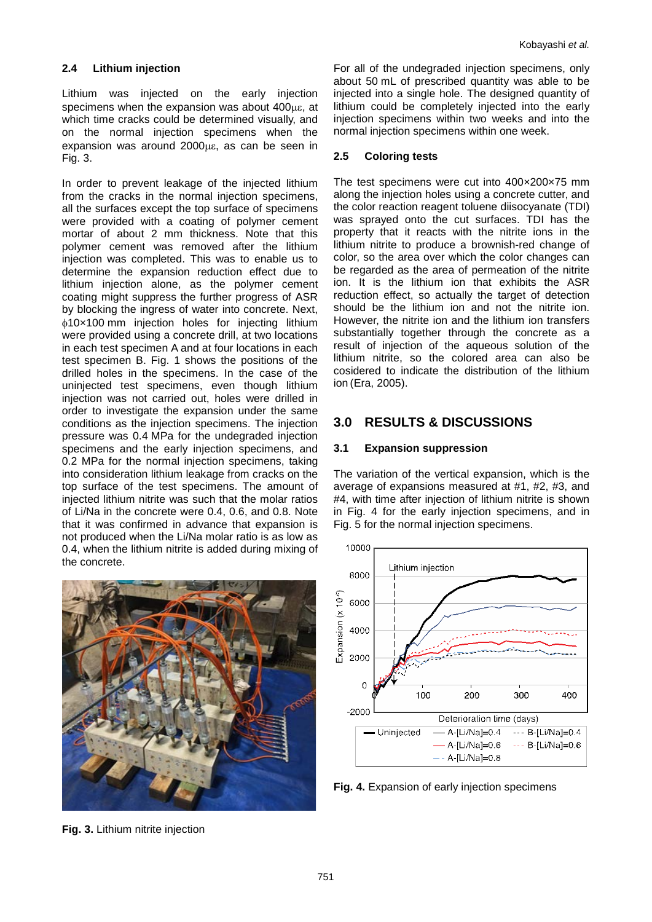### 2.4 Lithium injection

Lithium was injected on the early injection specimens when the expansion was about 400με, at which time cracks could be determined visually, and on the normal injection specimens when the expansion was around 2000με, as can be seen in Fig. 3.

In order to prevent leakage of the injected lithium from the cracks in the normal injection specimens, all the surfaces except the top surface of specimens were provided with a coating of polymer cement mortar of about 2 mm thickness. Note that this polymer cement was removed after the lithium injection was completed. This was to enable us to determine the expansion reduction effect due to lithium injection alone, as the polymer cement coating might suppress the further progress of ASR by blocking the ingress of water into concrete. Next, ϕ10×100 mm injection holes for injecting lithium were provided using a concrete drill, at two locations in each test specimen A and at four locations in each test specimen B. Fig. 1 shows the positions of the drilled holes in the specimens. In the case of the uninjected test specimens, even though lithium injection was not carried out, holes were drilled in order to investigate the expansion under the same conditions as the injection specimens. The injection pressure was 0.4 MPa for the undegraded injection specimens and the early injection specimens, and 0.2 MPa for the normal injection specimens, taking into consideration lithium leakage from cracks on the top surface of the test specimens. The amount of injected lithium nitrite was such that the molar ratios of Li/Na in the concrete were 0.4, 0.6, and 0.8. Note that it was confirmed in advance that expansion is not produced when the Li/Na molar ratio is as low as 0.4, when the lithium nitrite is added during mixing of the concrete.

Fig. 3. Lithium nitrite injection

For all of the undegraded injection specimens, only about 50 mL of prescribed quantity was able to be injected into a single hole. The designed quantity of lithium could be completely injected into the early injection specimens within two weeks and into the normal injection specimens within one week.

### 2.5 Coloring tests

The test specimens were cut into 400×200×75 mm along the injection holes using a concrete cutter, and the color reaction reagent toluene diisocyanate (TDI) was sprayed onto the cut surfaces. TDI has the property that it reacts with the nitrite ions in the lithium nitrite to produce a brownish-red change of color, so the area over which the color changes can be regarded as the area of permeation of the nitrite ion. It is the lithium ion that exhibits the ASR reduction effect, so actually the target of detection should be the lithium ion and not the nitrite ion. However, the nitrite ion and the lithium ion transfers substantially together through the concrete as a result of injection of the aqueous solution of the lithium nitrite, so the colored area can also be cosidered to indicate the distribution of the lithium ion (Era, 2005).

## 3.0 RESULTS & DISCUSSIONS

### 3.1 Expansion suppression

The variation of the vertical expansion, which is the average of expansions measured at #1, #2, #3, and #4, with time after injection of lithium nitrite is shown in Fig. 4 for the early injection specimens, and in Fig. 5 for the normal injection specimens.

**Fig. 4.** Expansion of early injection specimens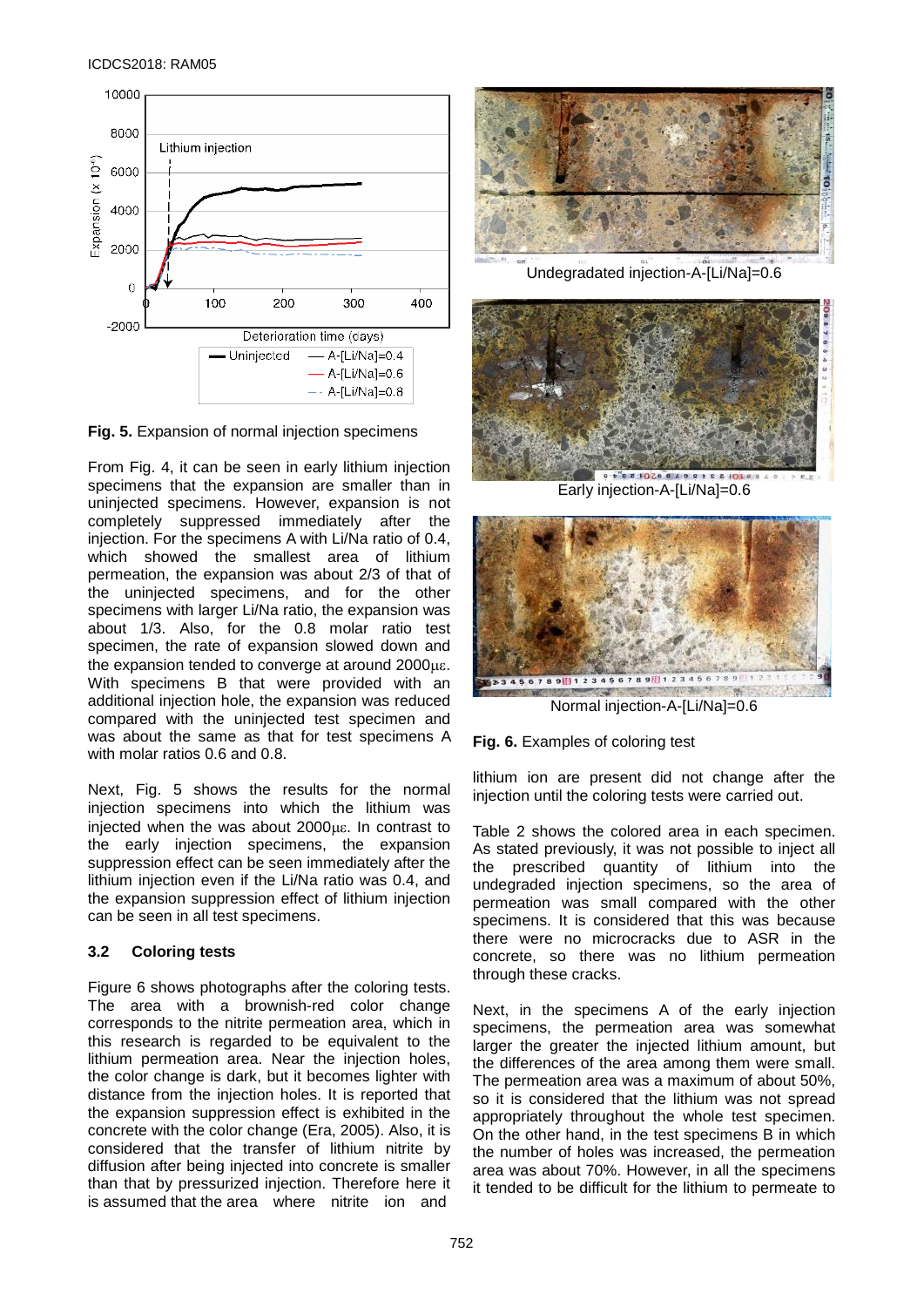Fig. 5. Expansion of normal injection specimens

From Fig. 4, it can be seen in early lithium injection specimens that the expansion are smaller than in uninjected specimens. However, expansion is not completely suppressed immediately after the injection. For the specimens A with Li/Na ratio of 0.4, which showed the smallest area of lithium permeation, the expansion was about 2/3 of that of the uninjected specimens, and for the other specimens with larger Li/Na ratio, the expansion was about 1/3. Also, for the 0.8 molar ratio test specimen, the rate of expansion slowed down and the expansion tended to converge at around 2000με. With specimens B that were provided with an additional injection hole, the expansion was reduced compared with the uninjected test specimen and was about the same as that for test specimens A with molar ratios 0.6 and 0.8.

Next, Fig. 5 shows the results for the normal injection specimens into which the lithium was injected when the was about 2000με. In contrast to the early injection specimens, the expansion suppression effect can be seen immediately after the lithium injection even if the Li/Na ratio was 0.4, and the expansion suppression effect of lithium injection can be seen in all test specimens.

### 3.2 Coloring tests

Figure 6 shows photographs after the coloring tests. The area with a brownish-red color change corresponds to the nitrite permeation area, which in this research is regarded to be equivalent to the lithium permeation area. Near the injection holes, the color change is dark, but it becomes lighter with distance from the injection holes. It is reported that the expansion suppression effect is exhibited in the concrete with the color change (Era, 2005). Also, it is considered that the transfer of lithium nitrite by diffusion after being injected into concrete is smaller than that by pressurized injection. Therefore here it is assumed that the area where nitrite ion and lithium ion are present did not change after the injection until the coloring tests were carried out.

Undegradated injection-A-[Li/Na]=0.6

Early injection-A-[Li/Na]=0.6

Normal injection-A-[Li/Na]=0.6

Fig. 6. Examples of coloring test

Table 2 shows the colored area in each specimen. As stated previously, it was not possible to inject all the prescribed quantity of lithium into the undegraded injection specimens, so the area of permeation was small compared with the other specimens. It is considered that this was because there were no microcracks due to ASR in the concrete, so there was no lithium permeation through these cracks.

Next, in the specimens A of the early injection specimens, the permeation area was somewhat larger the greater the injected lithium amount, but the differences of the area among them were small. The permeation area was a maximum of about 50%, so it is considered that the lithium was not spread appropriately throughout the whole test specimen. On the other hand, in the test specimens B in which the number of holes was increased, the permeation area was about 70%. However, in all the specimens it tended to be difficult for the lithium to permeate to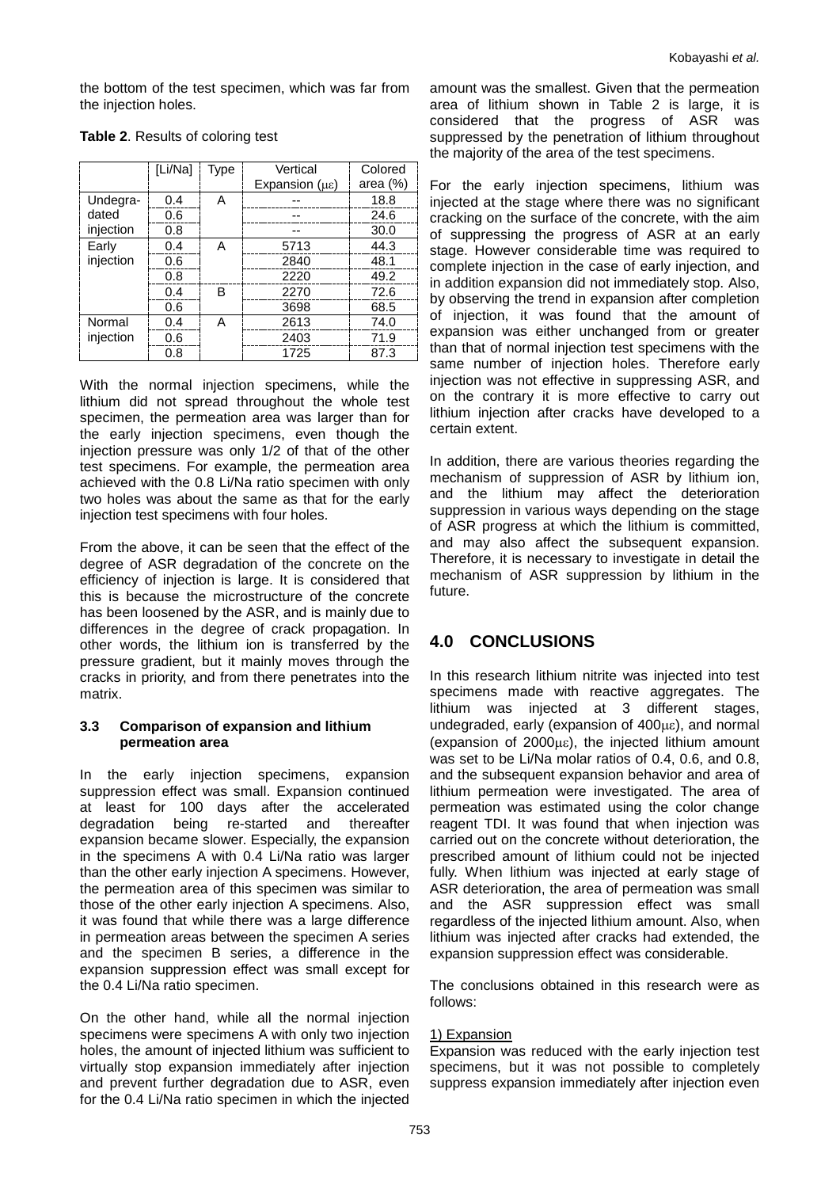the bottom of the test specimen, which was far from the injection holes.

**Table 2**. Results of coloring test

| | [Li/Na] | Type | Vertical Expansion (με) | Colored area (%) |
|---|---|---|---|---|
| Undegra-dated injection | 0.4 | A | -- | 18.8 |
| | 0.6 | | -- | 24.6 |
| | 0.8 | | -- | 30.0 |
| Early injection | 0.4 | A | 5713 | 44.3 |
| | 0.6 | | 2840 | 48.1 |
| | 0.8 | | 2220 | 49.2 |
| | 0.4 | B | 2270 | 72.6 |
| | 0.6 | | 3698 | 68.5 |
| Normal injection | 0.4 | A | 2613 | 74.0 |
| | 0.6 | | 2403 | 71.9 |
| | 0.8 | | 1725 | 87.3 |

With the normal injection specimens, while the lithium did not spread throughout the whole test specimen, the permeation area was larger than for the early injection specimens, even though the injection pressure was only 1/2 of that of the other test specimens. For example, the permeation area achieved with the 0.8 Li/Na ratio specimen with only two holes was about the same as that for the early injection test specimens with four holes.

From the above, it can be seen that the effect of the degree of ASR degradation of the concrete on the efficiency of injection is large. It is considered that this is because the microstructure of the concrete has been loosened by the ASR, and is mainly due to differences in the degree of crack propagation. In other words, the lithium ion is transferred by the pressure gradient, but it mainly moves through the cracks in priority, and from there penetrates into the matrix.

### 3.3 Comparison of expansion and lithium permeation area

In the early injection specimens, expansion suppression effect was small. Expansion continued at least for 100 days after the accelerated degradation being re-started and thereafter expansion became slower. Especially, the expansion in the specimens A with 0.4 Li/Na ratio was larger than the other early injection A specimens. However, the permeation area of this specimen was similar to those of the other early injection A specimens. Also, it was found that while there was a large difference in permeation areas between the specimen A series and the specimen B series, a difference in the expansion suppression effect was small except for the 0.4 Li/Na ratio specimen.

On the other hand, while all the normal injection specimens were specimens A with only two injection holes, the amount of injected lithium was sufficient to virtually stop expansion immediately after injection and prevent further degradation due to ASR, even for the 0.4 Li/Na ratio specimen in which the injected amount was the smallest. Given that the permeation area of lithium shown in Table 2 is large, it is considered that the progress of ASR was suppressed by the penetration of lithium throughout the majority of the area of the test specimens.

For the early injection specimens, lithium was injected at the stage where there was no significant cracking on the surface of the concrete, with the aim of suppressing the progress of ASR at an early stage. However considerable time was required to complete injection in the case of early injection, and in addition expansion did not immediately stop. Also, by observing the trend in expansion after completion of injection, it was found that the amount of expansion was either unchanged from or greater than that of normal injection test specimens with the same number of injection holes. Therefore early injection was not effective in suppressing ASR, and on the contrary it is more effective to carry out lithium injection after cracks have developed to a certain extent.

In addition, there are various theories regarding the mechanism of suppression of ASR by lithium ion, and the lithium may affect the deterioration suppression in various ways depending on the stage of ASR progress at which the lithium is committed, and may also affect the subsequent expansion. Therefore, it is necessary to investigate in detail the mechanism of ASR suppression by lithium in the future.

## 4.0 CONCLUSIONS

In this research lithium nitrite was injected into test specimens made with reactive aggregates. The lithium was injected at 3 different stages, undegraded, early (expansion of 400με), and normal (expansion of 2000με), the injected lithium amount was set to be Li/Na molar ratios of 0.4, 0.6, and 0.8, and the subsequent expansion behavior and area of lithium permeation were investigated. The area of permeation was estimated using the color change reagent TDI. It was found that when injection was carried out on the concrete without deterioration, the prescribed amount of lithium could not be injected fully. When lithium was injected at early stage of ASR deterioration, the area of permeation was small and the ASR suppression effect was small regardless of the injected lithium amount. Also, when lithium was injected after cracks had extended, the expansion suppression effect was considerable.

The conclusions obtained in this research were as follows:

1) Expansion

Expansion was reduced with the early injection test specimens, but it was not possible to completely suppress expansion immediately after injection even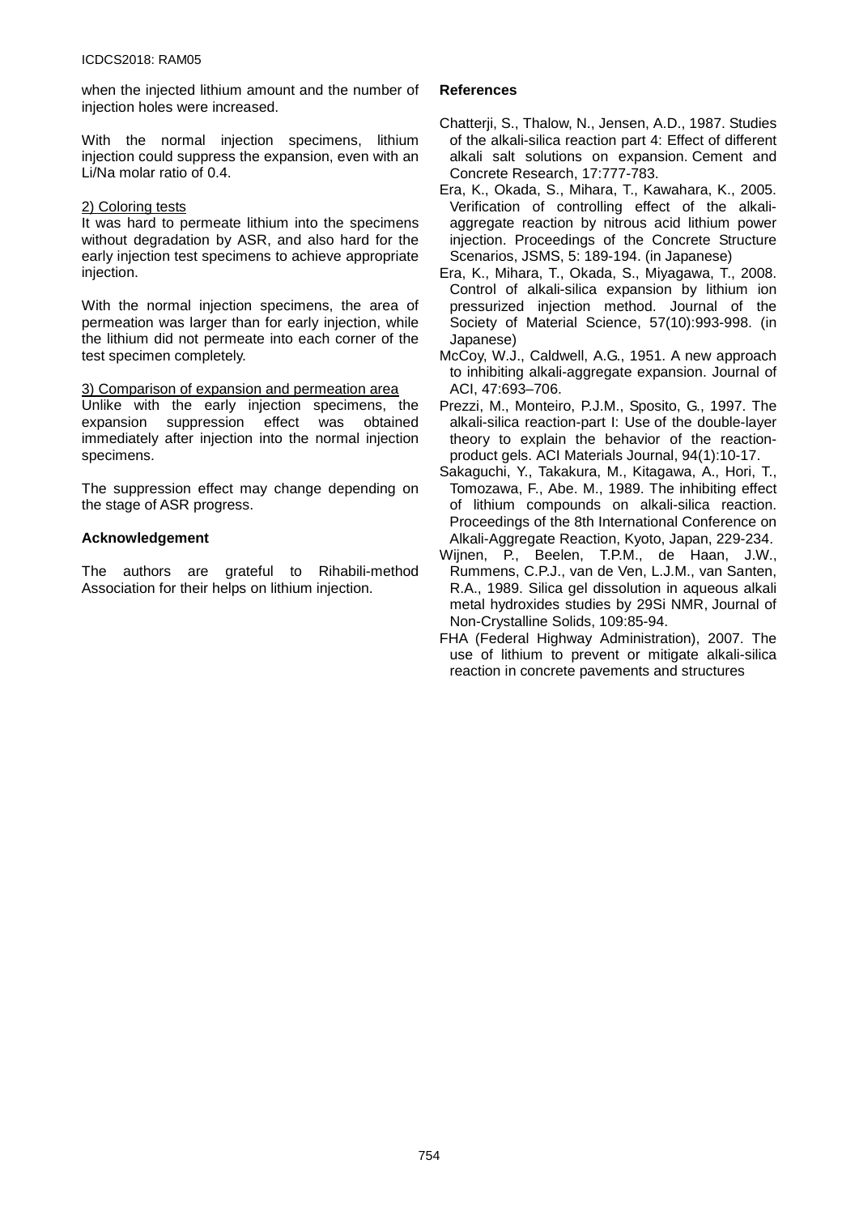when the injected lithium amount and the number of injection holes were increased.

With the normal injection specimens, lithium injection could suppress the expansion, even with an Li/Na molar ratio of 0.4.

2) Coloring tests

It was hard to permeate lithium into the specimens without degradation by ASR, and also hard for the early injection test specimens to achieve appropriate injection.

With the normal injection specimens, the area of permeation was larger than for early injection, while the lithium did not permeate into each corner of the test specimen completely.

3) Comparison of expansion and permeation area

Unlike with the early injection specimens, the expansion suppression effect was obtained immediately after injection into the normal injection specimens.

The suppression effect may change depending on the stage of ASR progress.

**Acknowledgement**

The authors are grateful to Rihabili-method Association for their helps on lithium injection.

**References**

Chatterji, S., Thalow, N., Jensen, A.D., 1987. Studies of the alkali-silica reaction part 4: Effect of different alkali salt solutions on expansion. Cement and Concrete Research, 17:777-783.

Era, K., Okada, S., Mihara, T., Kawahara, K., 2005. Verification of controlling effect of the alkali-aggregate reaction by nitrous acid lithium power injection. Proceedings of the Concrete Structure Scenarios, JSMS, 5: 189-194. (in Japanese)

Era, K., Mihara, T., Okada, S., Miyagawa, T., 2008. Control of alkali-silica expansion by lithium ion pressurized injection method. Journal of the Society of Material Science, 57(10):993-998. (in Japanese)

McCoy, W.J., Caldwell, A.G., 1951. A new approach to inhibiting alkali-aggregate expansion. Journal of ACI, 47:693–706.

Prezzi, M., Monteiro, P.J.M., Sposito, G., 1997. The alkali-silica reaction-part I: Use of the double-layer theory to explain the behavior of the reaction-product gels. ACI Materials Journal, 94(1):10-17.

Sakaguchi, Y., Takakura, M., Kitagawa, A., Hori, T., Tomozawa, F., Abe. M., 1989. The inhibiting effect of lithium compounds on alkali-silica reaction. Proceedings of the 8th International Conference on Alkali-Aggregate Reaction, Kyoto, Japan, 229-234.

Wijnen, P., Beelen, T.P.M., de Haan, J.W., Rummens, C.P.J., van de Ven, L.J.M., van Santen, R.A., 1989. Silica gel dissolution in aqueous alkali metal hydroxides studies by 29Si NMR, Journal of Non-Crystalline Solids, 109:85-94.

FHA (Federal Highway Administration), 2007. The use of lithium to prevent or mitigate alkali-silica reaction in concrete pavements and structures